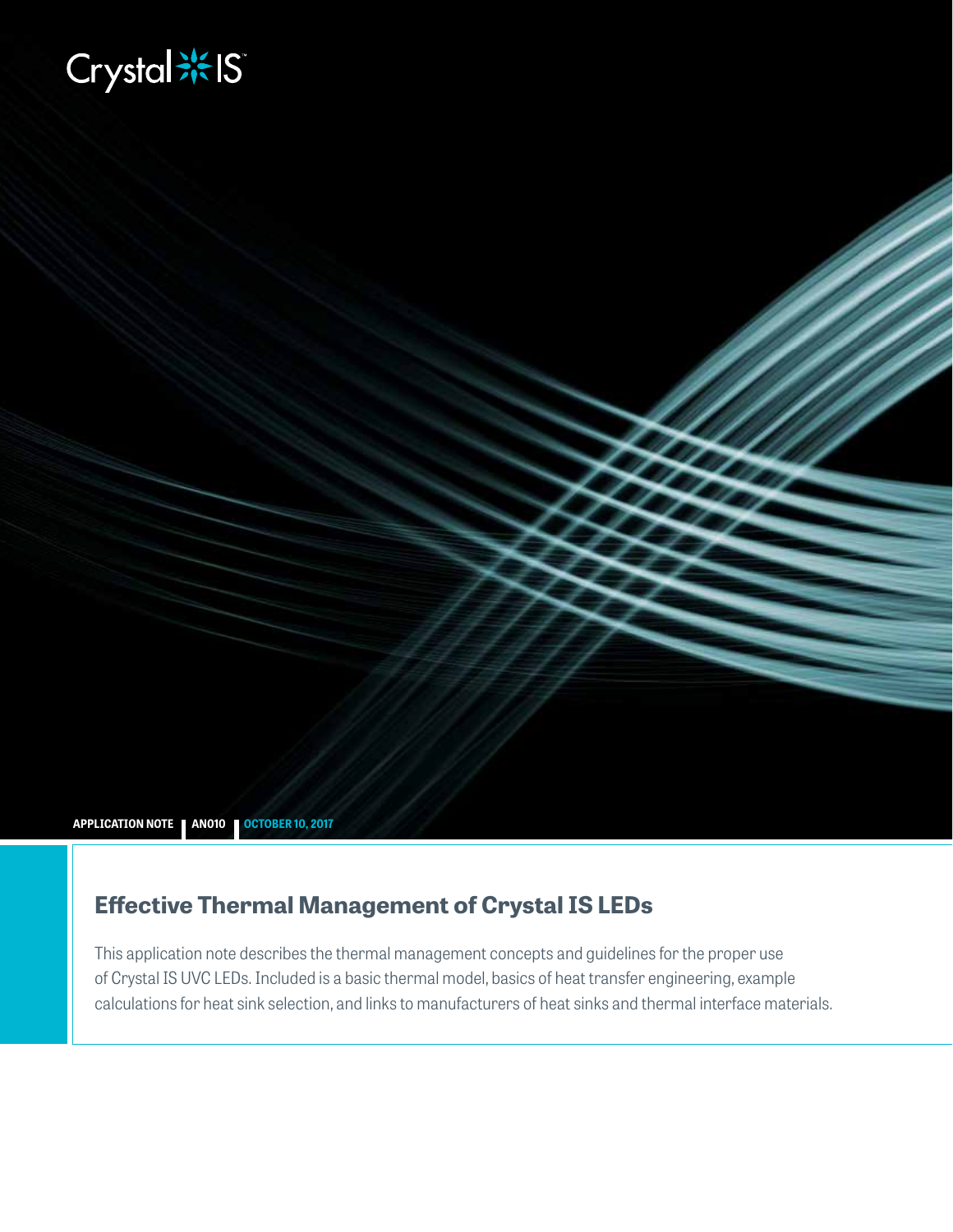Crystal IS

APPLICATION NOTE | AN010 | OCTOBER 10, 2017

# Effective Thermal Management of Crystal IS LEDs

This application note describes the thermal management concepts and guidelines for the proper use of Crystal IS UVC LEDs. Included is a basic thermal model, basics of heat transfer engineering, example calculations for heat sink selection, and links to manufacturers of heat sinks and thermal interface materials.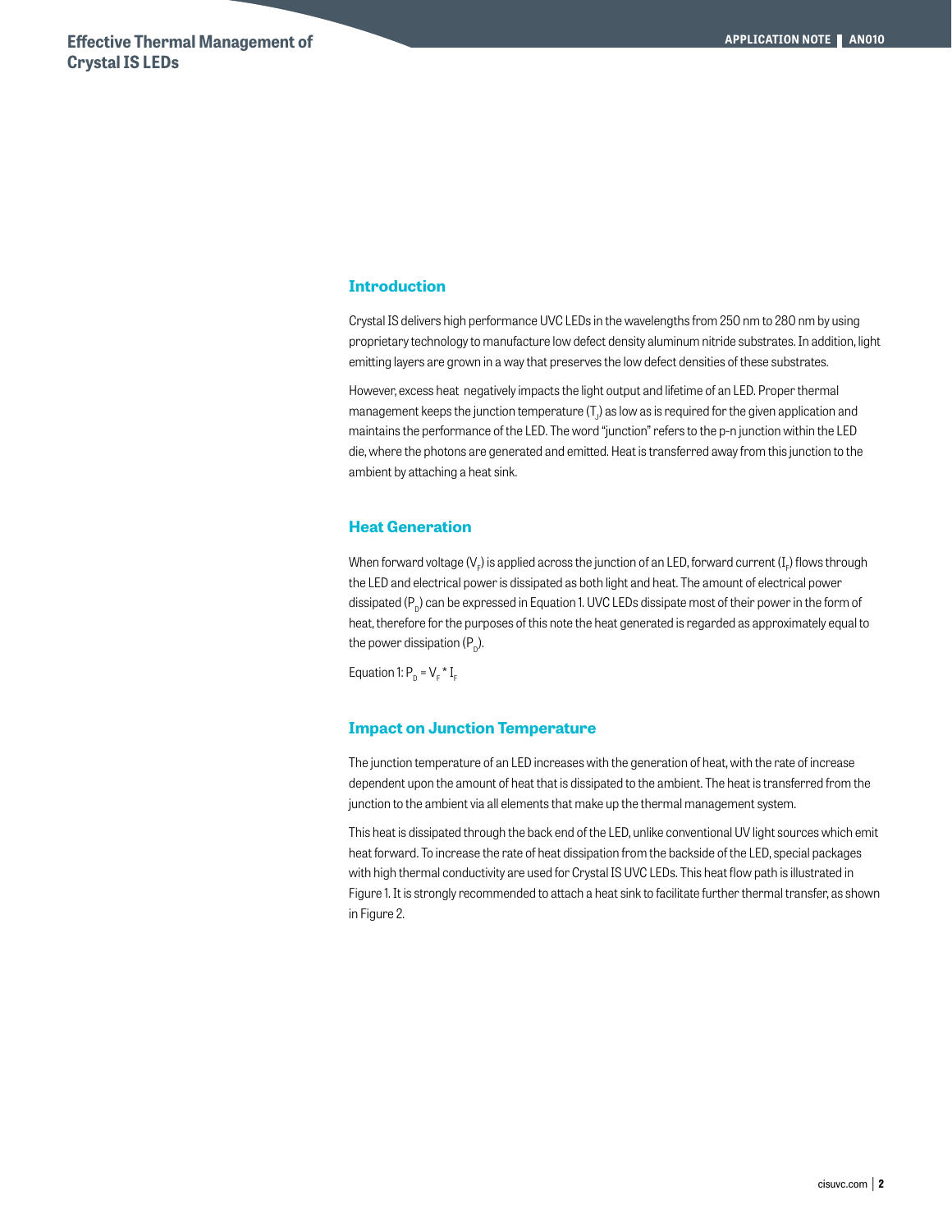## Introduction

Crystal IS delivers high performance UVC LEDs in the wavelengths from 250 nm to 280 nm by using proprietary technology to manufacture low defect density aluminum nitride substrates. In addition, light emitting layers are grown in a way that preserves the low defect densities of these substrates.

However, excess heat negatively impacts the light output and lifetime of an LED. Proper thermal management keeps the junction temperature ($T_J$) as low as is required for the given application and maintains the performance of the LED. The word "junction" refers to the p-n junction within the LED die, where the photons are generated and emitted. Heat is transferred away from this junction to the ambient by attaching a heat sink.

## Heat Generation

When forward voltage ($V_F$) is applied across the junction of an LED, forward current ($I_F$) flows through the LED and electrical power is dissipated as both light and heat. The amount of electrical power dissipated ($P_D$) can be expressed in Equation 1. UVC LEDs dissipate most of their power in the form of heat, therefore for the purposes of this note the heat generated is regarded as approximately equal to the power dissipation ($P_D$).

Equation 1: $P_D = V_F * I_F$

## Impact on Junction Temperature

The junction temperature of an LED increases with the generation of heat, with the rate of increase dependent upon the amount of heat that is dissipated to the ambient. The heat is transferred from the junction to the ambient via all elements that make up the thermal management system.

This heat is dissipated through the back end of the LED, unlike conventional UV light sources which emit heat forward. To increase the rate of heat dissipation from the backside of the LED, special packages with high thermal conductivity are used for Crystal IS UVC LEDs. This heat flow path is illustrated in Figure 1. It is strongly recommended to attach a heat sink to facilitate further thermal transfer, as shown in Figure 2.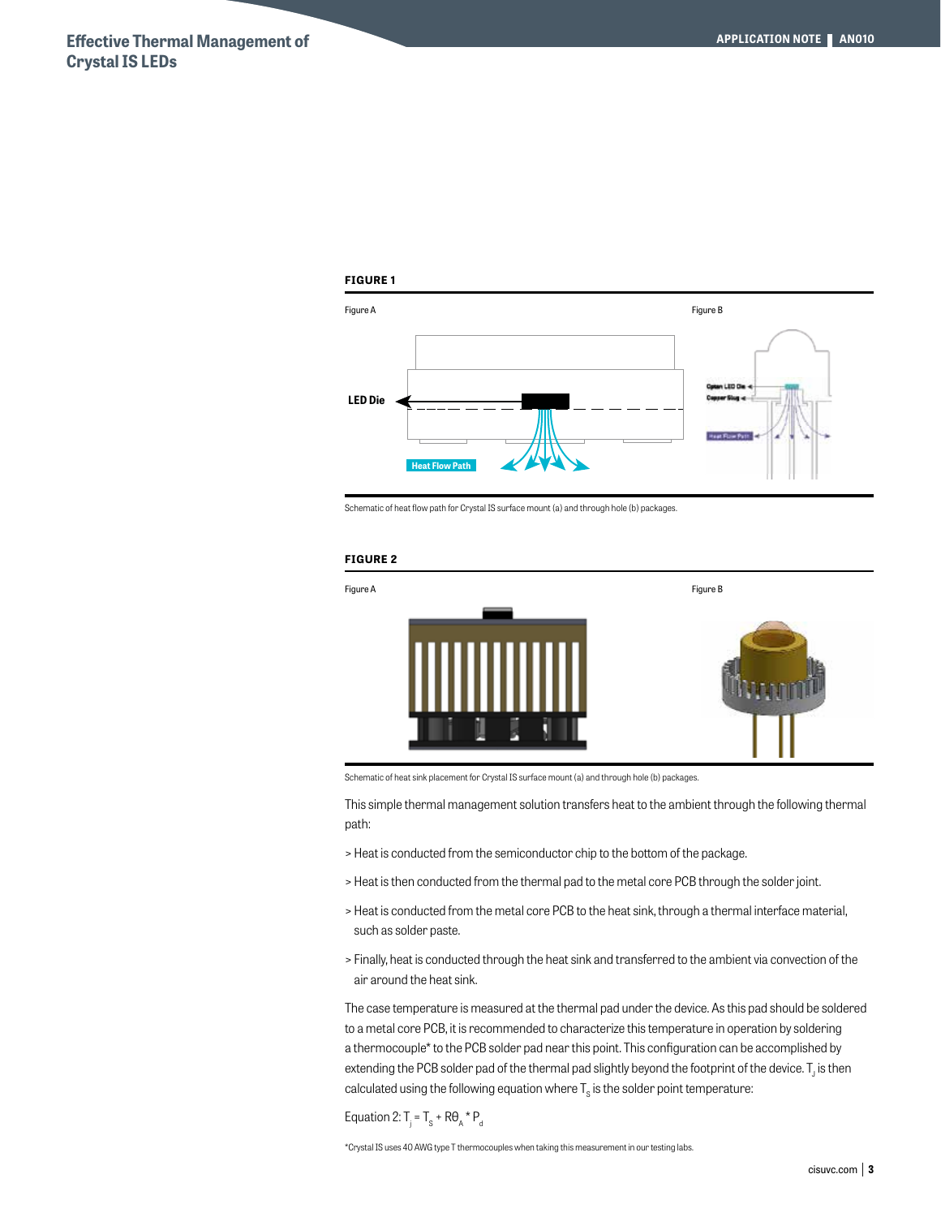**FIGURE 1**

Figure A

Figure B

Schematic of heat flow path for Crystal IS surface mount (a) and through hole (b) packages.

**FIGURE 2**

Figure A

Figure B

Schematic of heat sink placement for Crystal IS surface mount (a) and through hole (b) packages.

This simple thermal management solution transfers heat to the ambient through the following thermal path:

> Heat is conducted from the semiconductor chip to the bottom of the package.

> Heat is then conducted from the thermal pad to the metal core PCB through the solder joint.

> Heat is conducted from the metal core PCB to the heat sink, through a thermal interface material, such as solder paste.

> Finally, heat is conducted through the heat sink and transferred to the ambient via convection of the air around the heat sink.

The case temperature is measured at the thermal pad under the device. As this pad should be soldered to a metal core PCB, it is recommended to characterize this temperature in operation by soldering a thermocouple* to the PCB solder pad near this point. This configuration can be accomplished by extending the PCB solder pad of the thermal pad slightly beyond the footprint of the device. $T_j$ is then calculated using the following equation where $T_s$ is the solder point temperature:

Equation 2: $T_j = T_s + R\theta_A * P_d$

*Crystal IS uses 40 AWG type T thermocouples when taking this measurement in our testing labs.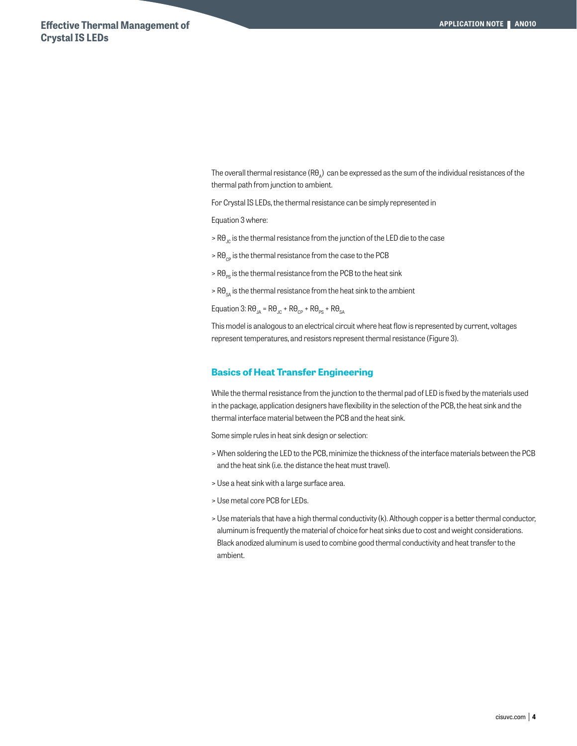The overall thermal resistance ($R\theta_A$) can be expressed as the sum of the individual resistances of the thermal path from junction to ambient.

For Crystal IS LEDs, the thermal resistance can be simply represented in

Equation 3 where:

> $R\theta_{JC}$ is the thermal resistance from the junction of the LED die to the case

> $R\theta_{CP}$ is the thermal resistance from the case to the PCB

> $R\theta_{PS}$ is the thermal resistance from the PCB to the heat sink

> $R\theta_{SA}$ is the thermal resistance from the heat sink to the ambient

Equation 3: $R\theta_{JA} = R\theta_{JC} + R\theta_{CP} + R\theta_{PS} + R\theta_{SA}$

This model is analogous to an electrical circuit where heat flow is represented by current, voltages represent temperatures, and resistors represent thermal resistance (Figure 3).

## Basics of Heat Transfer Engineering

While the thermal resistance from the junction to the thermal pad of LED is fixed by the materials used in the package, application designers have flexibility in the selection of the PCB, the heat sink and the thermal interface material between the PCB and the heat sink.

Some simple rules in heat sink design or selection:

> When soldering the LED to the PCB, minimize the thickness of the interface materials between the PCB and the heat sink (i.e. the distance the heat must travel).

> Use a heat sink with a large surface area.

> Use metal core PCB for LEDs.

> Use materials that have a high thermal conductivity (k). Although copper is a better thermal conductor, aluminum is frequently the material of choice for heat sinks due to cost and weight considerations. Black anodized aluminum is used to combine good thermal conductivity and heat transfer to the ambient.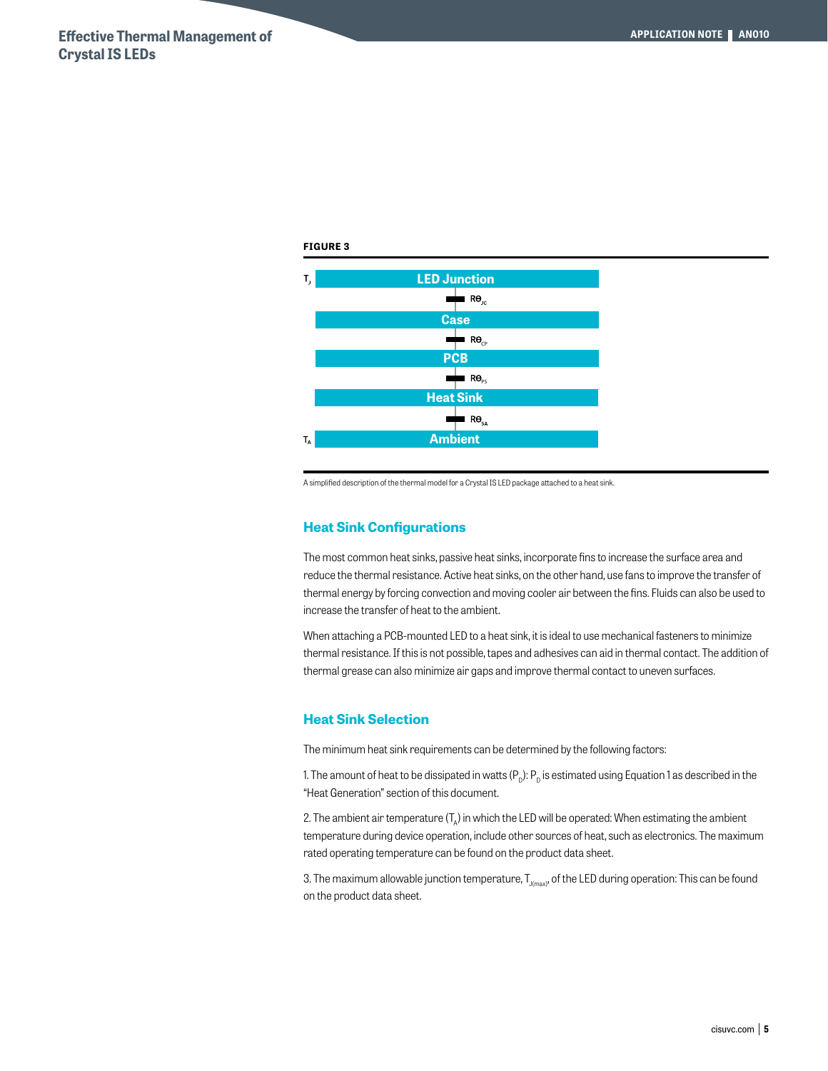**FIGURE 3**

$T_J$ LED Junction

$R\Theta_{JC}$

Case

$R\Theta_{CP}$

PCB

$R\Theta_{PS}$

Heat Sink

$R\Theta_{SA}$

$T_A$ Ambient

A simplified description of the thermal model for a Crystal IS LED package attached to a heat sink.

## Heat Sink Configurations

The most common heat sinks, passive heat sinks, incorporate fins to increase the surface area and reduce the thermal resistance. Active heat sinks, on the other hand, use fans to improve the transfer of thermal energy by forcing convection and moving cooler air between the fins. Fluids can also be used to increase the transfer of heat to the ambient.

When attaching a PCB-mounted LED to a heat sink, it is ideal to use mechanical fasteners to minimize thermal resistance. If this is not possible, tapes and adhesives can aid in thermal contact. The addition of thermal grease can also minimize air gaps and improve thermal contact to uneven surfaces.

## Heat Sink Selection

The minimum heat sink requirements can be determined by the following factors:

1. The amount of heat to be dissipated in watts ($P_D$): $P_D$ is estimated using Equation 1 as described in the "Heat Generation" section of this document.

2. The ambient air temperature ($T_A$) in which the LED will be operated: When estimating the ambient temperature during device operation, include other sources of heat, such as electronics. The maximum rated operating temperature can be found on the product data sheet.

3. The maximum allowable junction temperature, $T_{J(max)}$, of the LED during operation: This can be found on the product data sheet.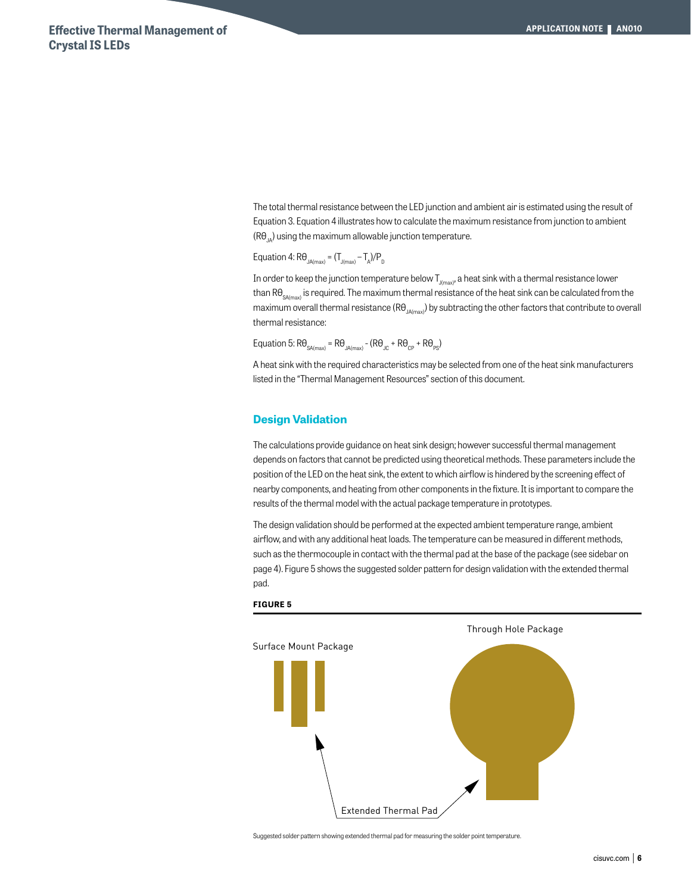The total thermal resistance between the LED junction and ambient air is estimated using the result of Equation 3. Equation 4 illustrates how to calculate the maximum resistance from junction to ambient ($R\theta_{JA}$) using the maximum allowable junction temperature.

Equation 4: $R\theta_{JA(max)} = (T_{J(max)} - T_A)/P_D$

In order to keep the junction temperature below $T_{J(max)}$, a heat sink with a thermal resistance lower than $R\theta_{SA(max)}$ is required. The maximum thermal resistance of the heat sink can be calculated from the maximum overall thermal resistance ($R\theta_{JA(max)}$) by subtracting the other factors that contribute to overall thermal resistance:

Equation 5: $R\theta_{SA(max)} = R\theta_{JA(max)} - (R\theta_{JC} + R\theta_{CP} + R\theta_{PS})$

A heat sink with the required characteristics may be selected from one of the heat sink manufacturers listed in the "Thermal Management Resources" section of this document.

## Design Validation

The calculations provide guidance on heat sink design; however successful thermal management depends on factors that cannot be predicted using theoretical methods. These parameters include the position of the LED on the heat sink, the extent to which airflow is hindered by the screening effect of nearby components, and heating from other components in the fixture. It is important to compare the results of the thermal model with the actual package temperature in prototypes.

The design validation should be performed at the expected ambient temperature range, ambient airflow, and with any additional heat loads. The temperature can be measured in different methods, such as the thermocouple in contact with the thermal pad at the base of the package (see sidebar on page 4). Figure 5 shows the suggested solder pattern for design validation with the extended thermal pad.

**FIGURE 5**

Surface Mount Package

Through Hole Package

Extended Thermal Pad

Suggested solder pattern showing extended thermal pad for measuring the solder point temperature.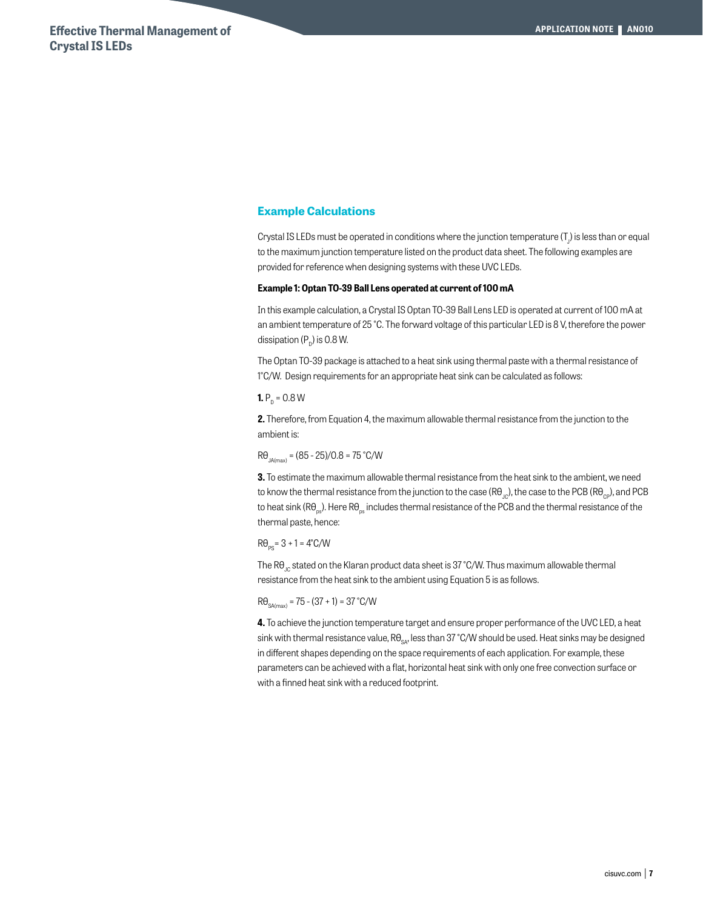## Example Calculations

Crystal IS LEDs must be operated in conditions where the junction temperature ($T_J$) is less than or equal to the maximum junction temperature listed on the product data sheet. The following examples are provided for reference when designing systems with these UVC LEDs.

**Example 1: Optan TO-39 Ball Lens operated at current of 100 mA**

In this example calculation, a Crystal IS Optan TO-39 Ball Lens LED is operated at current of 100 mA at an ambient temperature of 25 °C. The forward voltage of this particular LED is 8 V, therefore the power dissipation ($P_D$) is 0.8 W.

The Optan TO-39 package is attached to a heat sink using thermal paste with a thermal resistance of 1°C/W. Design requirements for an appropriate heat sink can be calculated as follows:

**1.** $P_D$ = 0.8 W

**2.** Therefore, from Equation 4, the maximum allowable thermal resistance from the junction to the ambient is:

$R\theta_{JA(max)}$ = (85 - 25)/0.8 = 75 °C/W

**3.** To estimate the maximum allowable thermal resistance from the heat sink to the ambient, we need to know the thermal resistance from the junction to the case ($R\theta_{JC}$), the case to the PCB ($R\theta_{CP}$), and PCB to heat sink ($R\theta_{ps}$). Here $R\theta_{ps}$ includes thermal resistance of the PCB and the thermal resistance of the thermal paste, hence:

$R\theta_{PS}$= 3 + 1 = 4°C/W

The $R\theta_{JC}$ stated on the Klaran product data sheet is 37 °C/W. Thus maximum allowable thermal resistance from the heat sink to the ambient using Equation 5 is as follows.

$R\theta_{SA(max)}$ = 75 - (37 + 1) = 37 °C/W

**4.** To achieve the junction temperature target and ensure proper performance of the UVC LED, a heat sink with thermal resistance value, $R\theta_{SA}$, less than 37 °C/W should be used. Heat sinks may be designed in different shapes depending on the space requirements of each application. For example, these parameters can be achieved with a flat, horizontal heat sink with only one free convection surface or with a finned heat sink with a reduced footprint.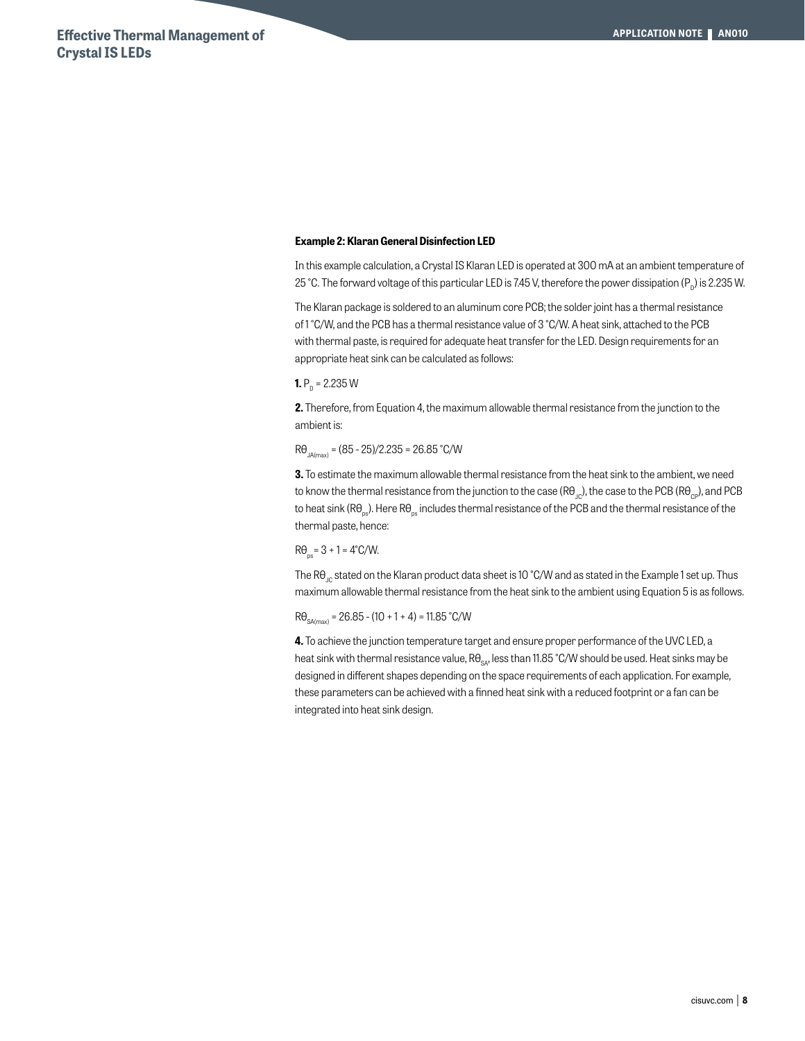**Example 2: Klaran General Disinfection LED**

In this example calculation, a Crystal IS Klaran LED is operated at 300 mA at an ambient temperature of 25 °C. The forward voltage of this particular LED is 7.45 V, therefore the power dissipation ($P_D$) is 2.235 W.

The Klaran package is soldered to an aluminum core PCB; the solder joint has a thermal resistance of 1 °C/W, and the PCB has a thermal resistance value of 3 °C/W. A heat sink, attached to the PCB with thermal paste, is required for adequate heat transfer for the LED. Design requirements for an appropriate heat sink can be calculated as follows:

**1.** $P_D$ = 2.235 W

**2.** Therefore, from Equation 4, the maximum allowable thermal resistance from the junction to the ambient is:

$R\theta_{JA(max)}$ = (85 - 25)/2.235 = 26.85 °C/W

**3.** To estimate the maximum allowable thermal resistance from the heat sink to the ambient, we need to know the thermal resistance from the junction to the case ($R\theta_{JC}$), the case to the PCB ($R\theta_{CP}$), and PCB to heat sink ($R\theta_{ps}$). Here $R\theta_{ps}$ includes thermal resistance of the PCB and the thermal resistance of the thermal paste, hence:

$R\theta_{ps}$ = 3 + 1 = 4°C/W.

The $R\theta_{JC}$ stated on the Klaran product data sheet is 10 °C/W and as stated in the Example 1 set up. Thus maximum allowable thermal resistance from the heat sink to the ambient using Equation 5 is as follows.

$R\theta_{SA(max)}$ = 26.85 - (10 + 1 + 4) = 11.85 °C/W

**4.** To achieve the junction temperature target and ensure proper performance of the UVC LED, a heat sink with thermal resistance value, $R\theta_{SA}$, less than 11.85 °C/W should be used. Heat sinks may be designed in different shapes depending on the space requirements of each application. For example, these parameters can be achieved with a finned heat sink with a reduced footprint or a fan can be integrated into heat sink design.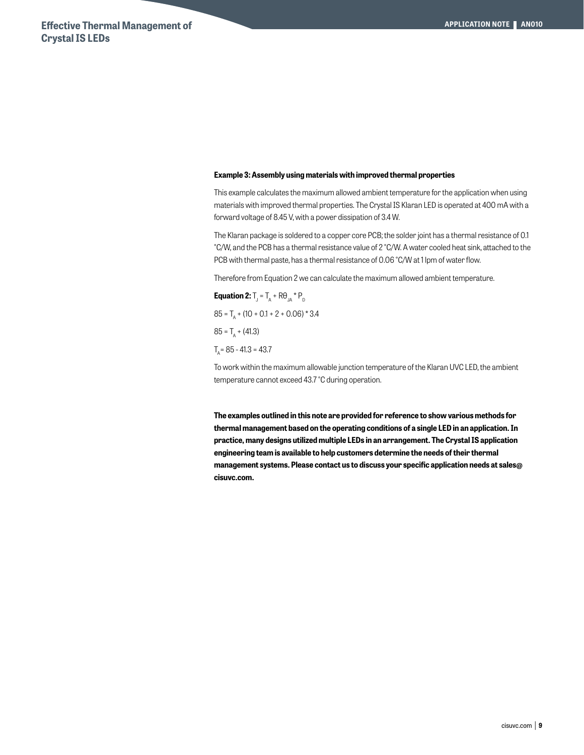**Example 3: Assembly using materials with improved thermal properties**

This example calculates the maximum allowed ambient temperature for the application when using materials with improved thermal properties. The Crystal IS Klaran LED is operated at 400 mA with a forward voltage of 8.45 V, with a power dissipation of 3.4 W.

The Klaran package is soldered to a copper core PCB; the solder joint has a thermal resistance of 0.1 °C/W, and the PCB has a thermal resistance value of 2 °C/W. A water cooled heat sink, attached to the PCB with thermal paste, has a thermal resistance of 0.06 °C/W at 1 lpm of water flow.

Therefore from Equation 2 we can calculate the maximum allowed ambient temperature.

**Equation 2:** $T_J = T_A + R\theta_{JA} * P_D$

$85 = T_A + (10 + 0.1 + 2 + 0.06) * 3.4$

$85 = T_A + (41.3)$

$T_A = 85 - 41.3 = 43.7$

To work within the maximum allowable junction temperature of the Klaran UVC LED, the ambient temperature cannot exceed 43.7 °C during operation.

**The examples outlined in this note are provided for reference to show various methods for thermal management based on the operating conditions of a single LED in an application. In practice, many designs utilized multiple LEDs in an arrangement. The Crystal IS application engineering team is available to help customers determine the needs of their thermal management systems. Please contact us to discuss your specific application needs at sales@cisuvc.com.**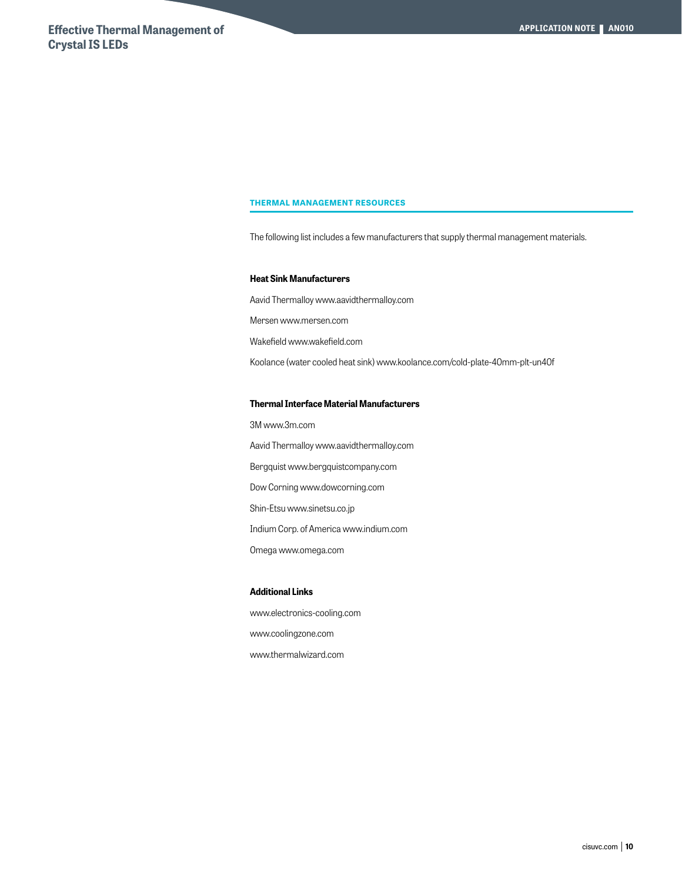## THERMAL MANAGEMENT RESOURCES

The following list includes a few manufacturers that supply thermal management materials.

### Heat Sink Manufacturers

Aavid Thermalloy www.aavidthermalloy.com

Mersen www.mersen.com

Wakefield www.wakefield.com

Koolance (water cooled heat sink) www.koolance.com/cold-plate-40mm-plt-un40f

### Thermal Interface Material Manufacturers

3M www.3m.com

Aavid Thermalloy www.aavidthermalloy.com

Bergquist www.bergquistcompany.com

Dow Corning www.dowcorning.com

Shin-Etsu www.sinetsu.co.jp

Indium Corp. of America www.indium.com

Omega www.omega.com

### Additional Links

www.electronics-cooling.com

www.coolingzone.com

www.thermalwizard.com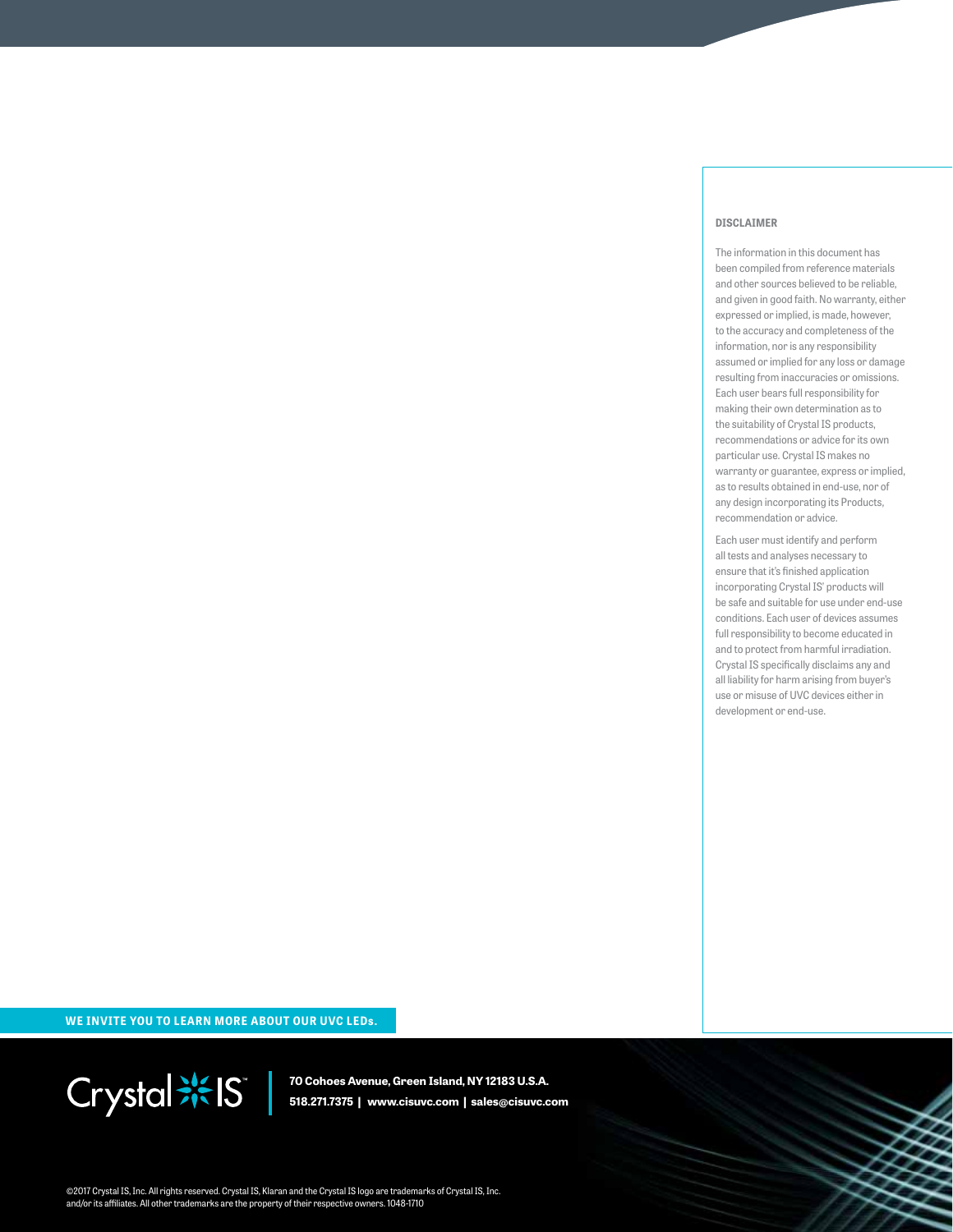## DISCLAIMER

The information in this document has been compiled from reference materials and other sources believed to be reliable, and given in good faith. No warranty, either expressed or implied, is made, however, to the accuracy and completeness of the information, nor is any responsibility assumed or implied for any loss or damage resulting from inaccuracies or omissions. Each user bears full responsibility for making their own determination as to the suitability of Crystal IS products, recommendations or advice for its own particular use. Crystal IS makes no warranty or guarantee, express or implied, as to results obtained in end-use, nor of any design incorporating its Products, recommendation or advice.

Each user must identify and perform all tests and analyses necessary to ensure that it's finished application incorporating Crystal IS' products will be safe and suitable for use under end-use conditions. Each user of devices assumes full responsibility to become educated in and to protect from harmful irradiation. Crystal IS specifically disclaims any and all liability for harm arising from buyer's use or misuse of UVC devices either in development or end-use.

**WE INVITE YOU TO LEARN MORE ABOUT OUR UVC LEDs.**

Crystal IS™

**70 Cohoes Avenue, Green Island, NY 12183 U.S.A.**
**518.271.7375 | www.cisuvc.com | sales@cisuvc.com**

©2017 Crystal IS, Inc. All rights reserved. Crystal IS, Klaran and the Crystal IS logo are trademarks of Crystal IS, Inc. and/or its affiliates. All other trademarks are the property of their respective owners. 1048-1710